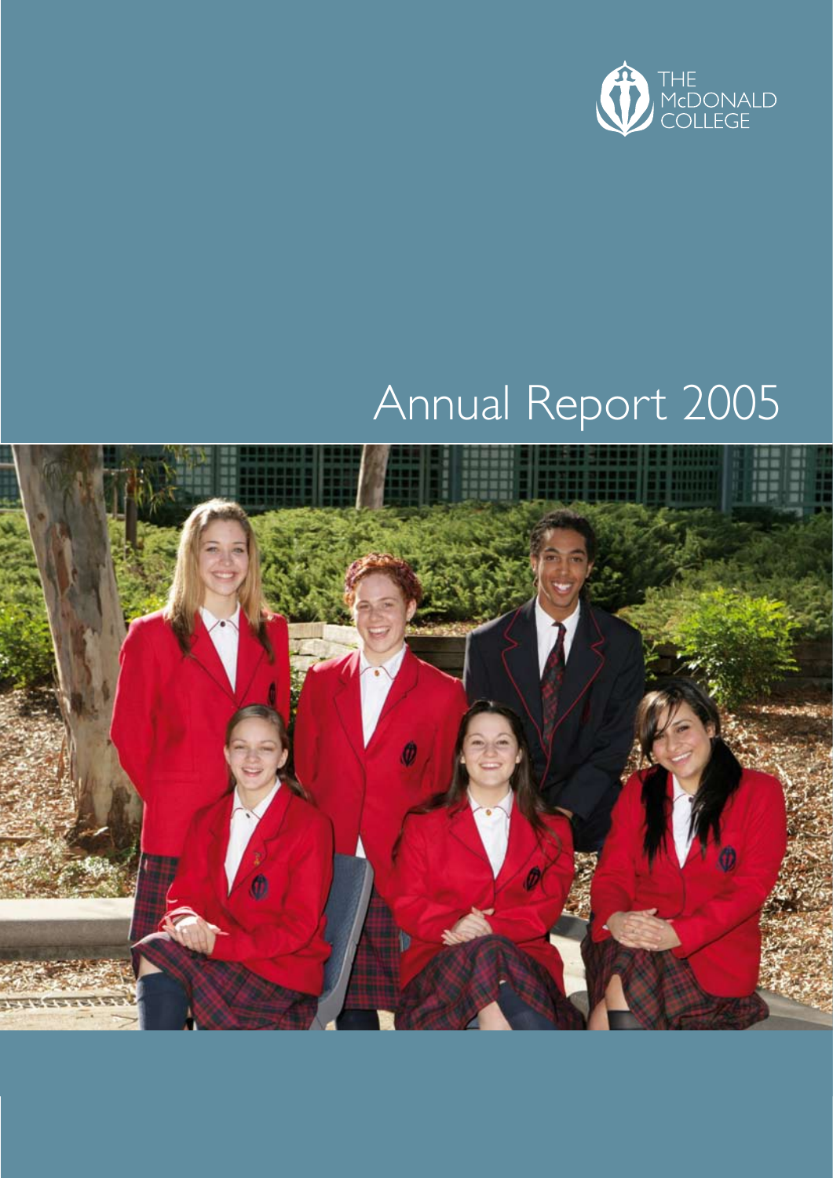THE McDONALD COLLEGE

# Annual Report 2005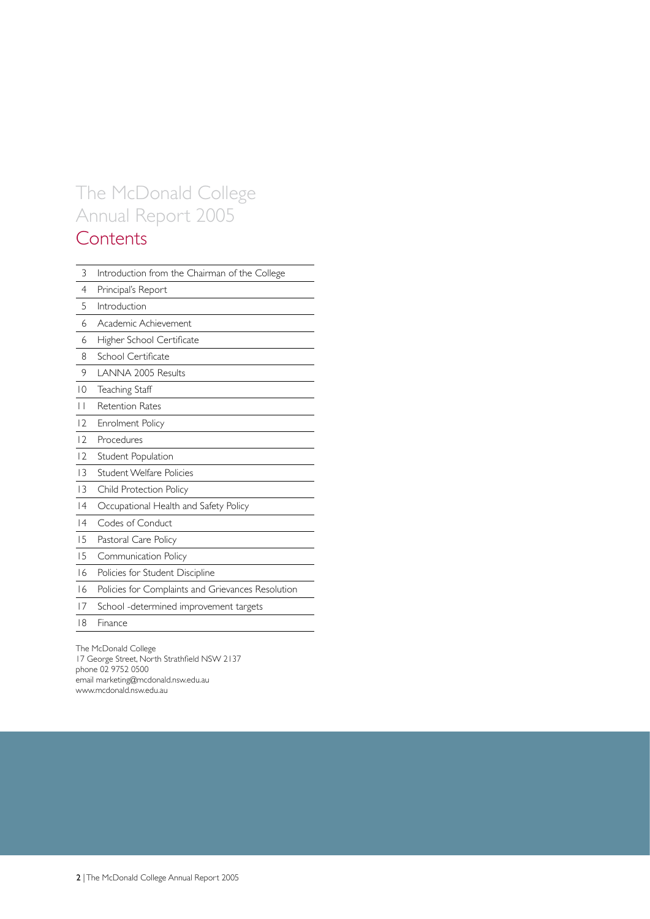# The McDonald College Annual Report 2005

## Contents

| | |
|---|---|
| 3 | Introduction from the Chairman of the College |
| 4 | Principal's Report |
| 5 | Introduction |
| 6 | Academic Achievement |
| 6 | Higher School Certificate |
| 8 | School Certificate |
| 9 | LANNA 2005 Results |
| 10 | Teaching Staff |
| 11 | Retention Rates |
| 12 | Enrolment Policy |
| 12 | Procedures |
| 12 | Student Population |
| 13 | Student Welfare Policies |
| 13 | Child Protection Policy |
| 14 | Occupational Health and Safety Policy |
| 14 | Codes of Conduct |
| 15 | Pastoral Care Policy |
| 15 | Communication Policy |
| 16 | Policies for Student Discipline |
| 16 | Policies for Complaints and Grievances Resolution |
| 17 | School -determined improvement targets |
| 18 | Finance |

The McDonald College
17 George Street, North Strathfield NSW 2137
phone 02 9752 0500
email marketing@mcdonald.nsw.edu.au
www.mcdonald.nsw.edu.au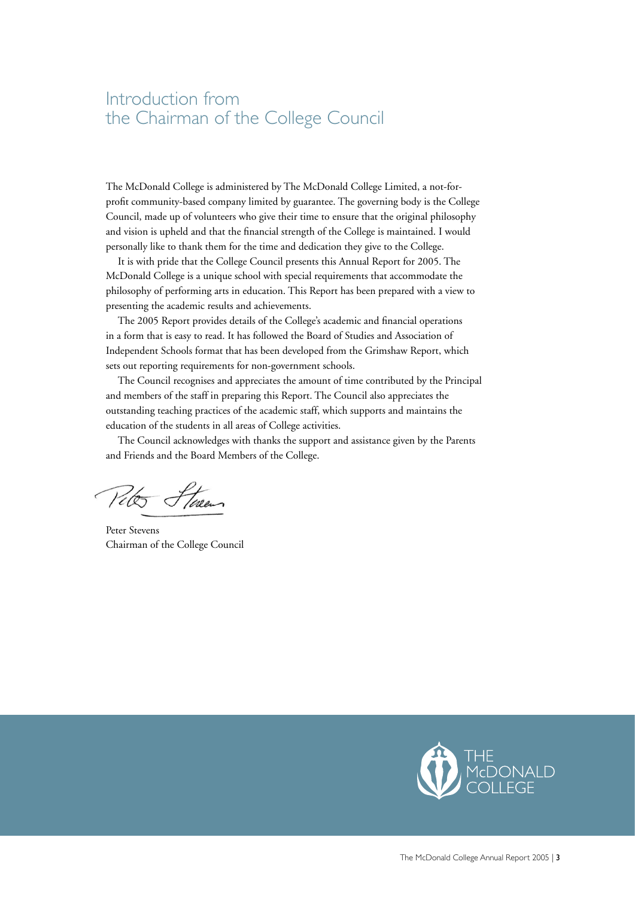# Introduction from the Chairman of the College Council

The McDonald College is administered by The McDonald College Limited, a not-for-profit community-based company limited by guarantee. The governing body is the College Council, made up of volunteers who give their time to ensure that the original philosophy and vision is upheld and that the financial strength of the College is maintained. I would personally like to thank them for the time and dedication they give to the College.

It is with pride that the College Council presents this Annual Report for 2005. The McDonald College is a unique school with special requirements that accommodate the philosophy of performing arts in education. This Report has been prepared with a view to presenting the academic results and achievements.

The 2005 Report provides details of the College's academic and financial operations in a form that is easy to read. It has followed the Board of Studies and Association of Independent Schools format that has been developed from the Grimshaw Report, which sets out reporting requirements for non-government schools.

The Council recognises and appreciates the amount of time contributed by the Principal and members of the staff in preparing this Report. The Council also appreciates the outstanding teaching practices of the academic staff, which supports and maintains the education of the students in all areas of College activities.

The Council acknowledges with thanks the support and assistance given by the Parents and Friends and the Board Members of the College.

Peter Stevens
Chairman of the College Council

THE McDONALD COLLEGE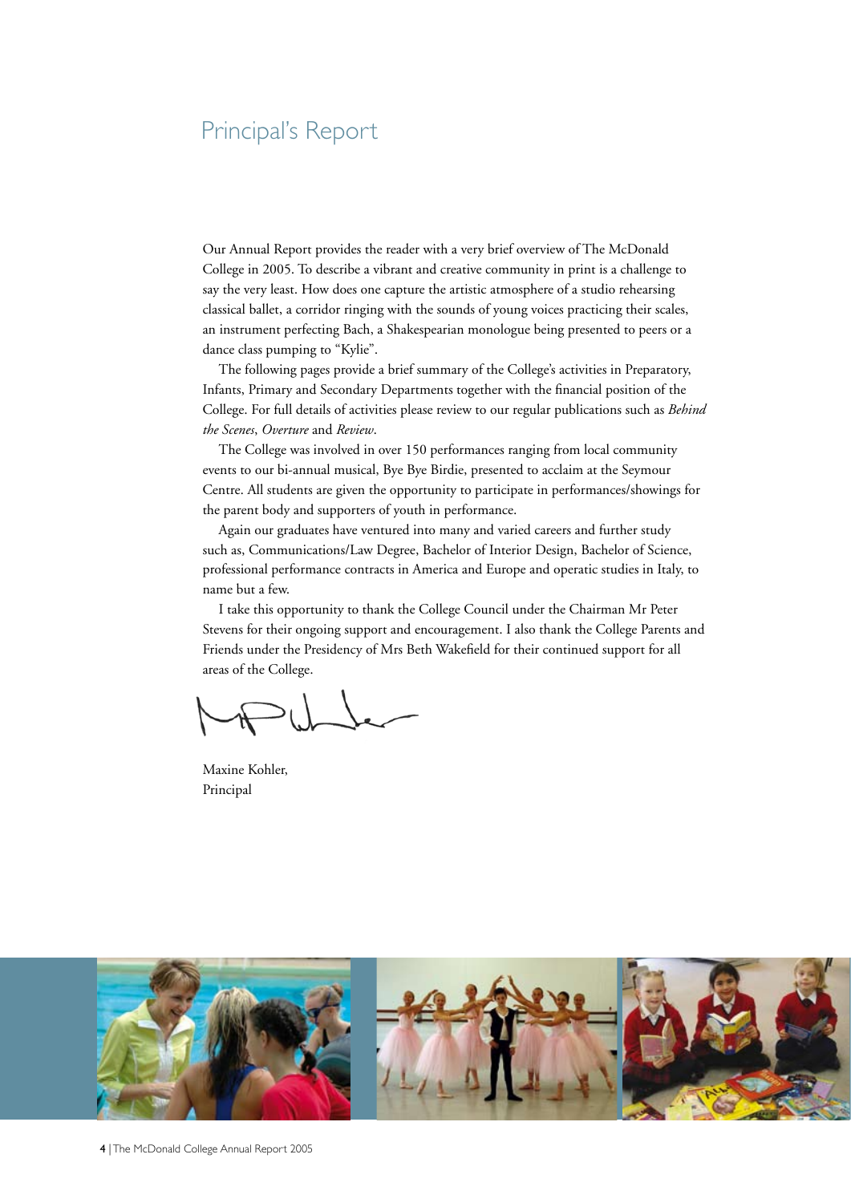# Principal's Report

Our Annual Report provides the reader with a very brief overview of The McDonald College in 2005. To describe a vibrant and creative community in print is a challenge to say the very least. How does one capture the artistic atmosphere of a studio rehearsing classical ballet, a corridor ringing with the sounds of young voices practicing their scales, an instrument perfecting Bach, a Shakespearian monologue being presented to peers or a dance class pumping to "Kylie".

The following pages provide a brief summary of the College's activities in Preparatory, Infants, Primary and Secondary Departments together with the financial position of the College. For full details of activities please review to our regular publications such as *Behind the Scenes*, *Overture* and *Review*.

The College was involved in over 150 performances ranging from local community events to our bi-annual musical, Bye Bye Birdie, presented to acclaim at the Seymour Centre. All students are given the opportunity to participate in performances/showings for the parent body and supporters of youth in performance.

Again our graduates have ventured into many and varied careers and further study such as, Communications/Law Degree, Bachelor of Interior Design, Bachelor of Science, professional performance contracts in America and Europe and operatic studies in Italy, to name but a few.

I take this opportunity to thank the College Council under the Chairman Mr Peter Stevens for their ongoing support and encouragement. I also thank the College Parents and Friends under the Presidency of Mrs Beth Wakefield for their continued support for all areas of the College.

Maxine Kohler,
Principal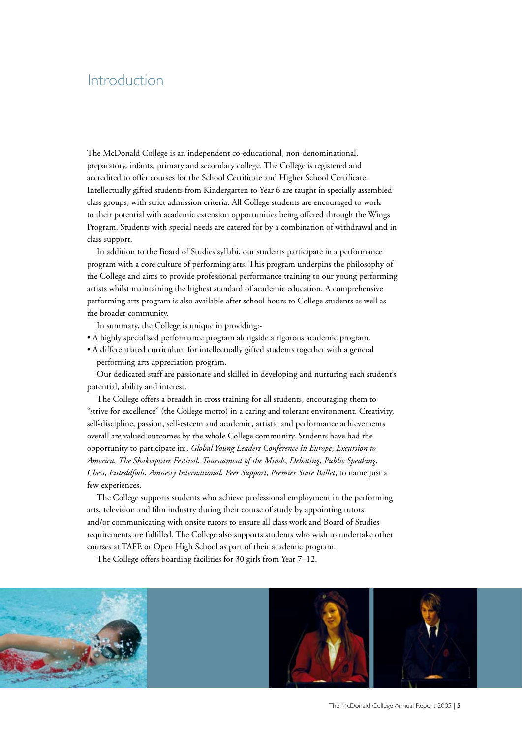# Introduction

The McDonald College is an independent co-educational, non-denominational, preparatory, infants, primary and secondary college. The College is registered and accredited to offer courses for the School Certificate and Higher School Certificate. Intellectually gifted students from Kindergarten to Year 6 are taught in specially assembled class groups, with strict admission criteria. All College students are encouraged to work to their potential with academic extension opportunities being offered through the Wings Program. Students with special needs are catered for by a combination of withdrawal and in class support.

In addition to the Board of Studies syllabi, our students participate in a performance program with a core culture of performing arts. This program underpins the philosophy of the College and aims to provide professional performance training to our young performing artists whilst maintaining the highest standard of academic education. A comprehensive performing arts program is also available after school hours to College students as well as the broader community.

In summary, the College is unique in providing:-

- A highly specialised performance program alongside a rigorous academic program.
- A differentiated curriculum for intellectually gifted students together with a general performing arts appreciation program.

Our dedicated staff are passionate and skilled in developing and nurturing each student's potential, ability and interest.

The College offers a breadth in cross training for all students, encouraging them to "strive for excellence" (the College motto) in a caring and tolerant environment. Creativity, self-discipline, passion, self-esteem and academic, artistic and performance achievements overall are valued outcomes by the whole College community. Students have had the opportunity to participate in:, *Global Young Leaders Conference in Europe*, *Excursion to America*, *The Shakespeare Festival*, *Tournament of the Minds*, *Debating*, *Public Speaking*, *Chess*, *Eisteddfods*, *Amnesty International*, *Peer Support*, *Premier State Ballet*, to name just a few experiences.

The College supports students who achieve professional employment in the performing arts, television and film industry during their course of study by appointing tutors and/or communicating with onsite tutors to ensure all class work and Board of Studies requirements are fulfilled. The College also supports students who wish to undertake other courses at TAFE or Open High School as part of their academic program.

The College offers boarding facilities for 30 girls from Year 7–12.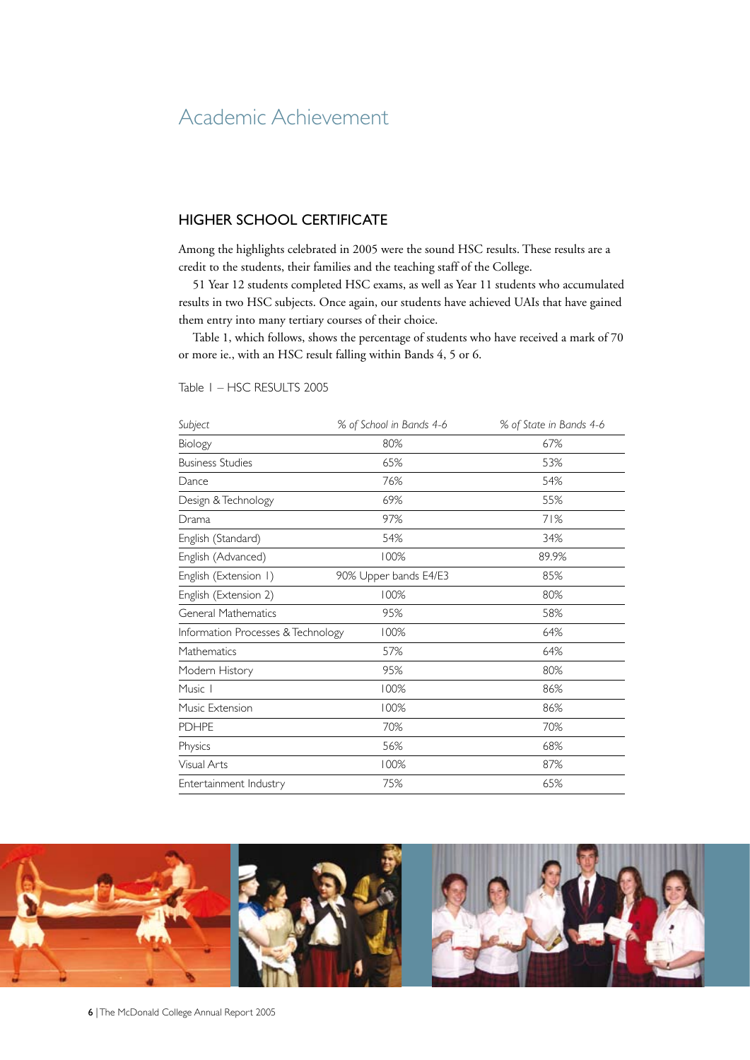# Academic Achievement

## HIGHER SCHOOL CERTIFICATE

Among the highlights celebrated in 2005 were the sound HSC results. These results are a credit to the students, their families and the teaching staff of the College.

51 Year 12 students completed HSC exams, as well as Year 11 students who accumulated results in two HSC subjects. Once again, our students have achieved UAIs that have gained them entry into many tertiary courses of their choice.

Table 1, which follows, shows the percentage of students who have received a mark of 70 or more ie., with an HSC result falling within Bands 4, 5 or 6.

Table 1 – HSC RESULTS 2005

| *Subject* | *% of School in Bands 4-6* | *% of State in Bands 4-6* |
|---|---|---|
| Biology | 80% | 67% |
| Business Studies | 65% | 53% |
| Dance | 76% | 54% |
| Design & Technology | 69% | 55% |
| Drama | 97% | 71% |
| English (Standard) | 54% | 34% |
| English (Advanced) | 100% | 89.9% |
| English (Extension 1) | 90% Upper bands E4/E3 | 85% |
| English (Extension 2) | 100% | 80% |
| General Mathematics | 95% | 58% |
| Information Processes & Technology | 100% | 64% |
| Mathematics | 57% | 64% |
| Modern History | 95% | 80% |
| Music 1 | 100% | 86% |
| Music Extension | 100% | 86% |
| PDHPE | 70% | 70% |
| Physics | 56% | 68% |
| Visual Arts | 100% | 87% |
| Entertainment Industry | 75% | 65% |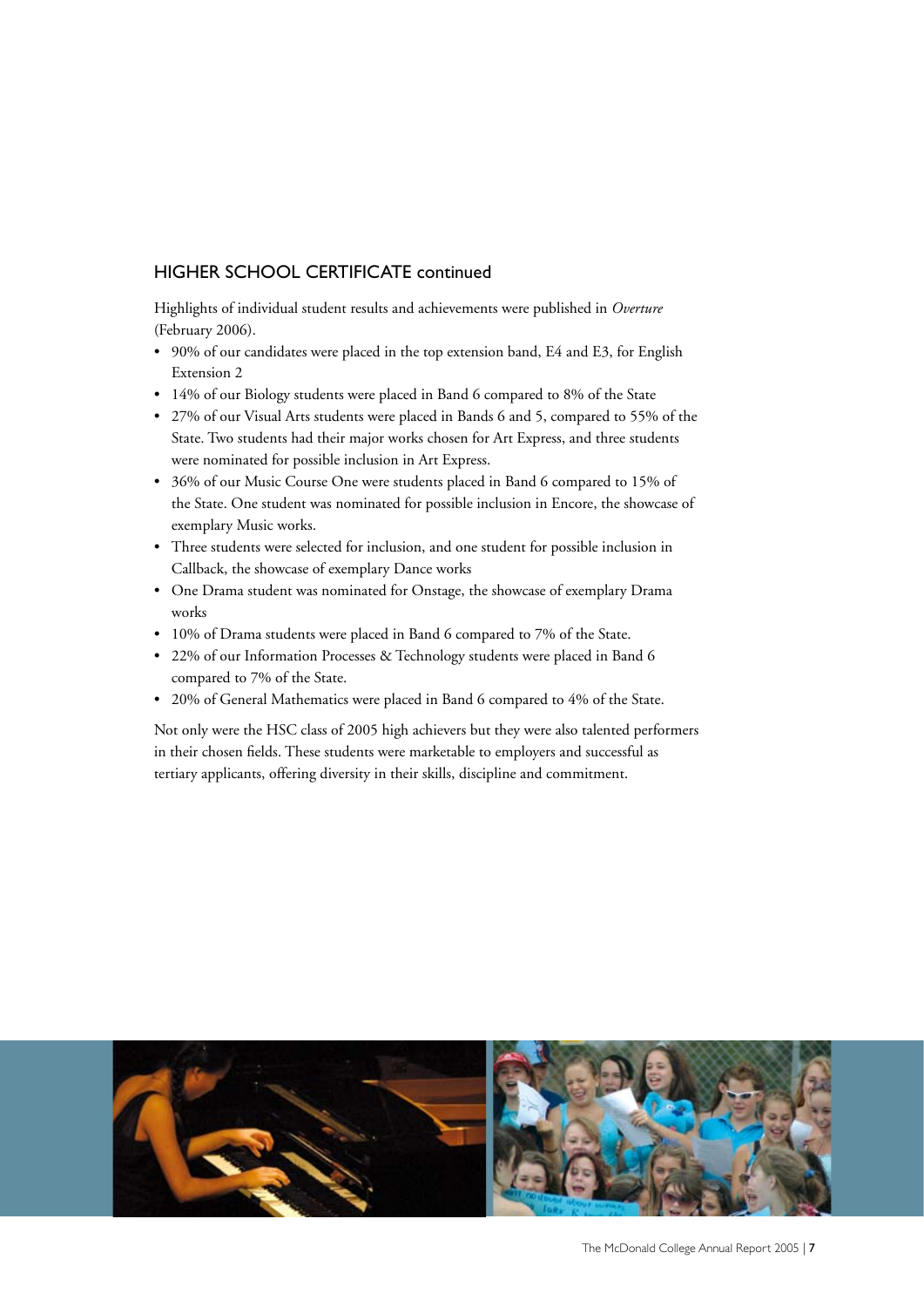## HIGHER SCHOOL CERTIFICATE continued

Highlights of individual student results and achievements were published in *Overture* (February 2006).

- 90% of our candidates were placed in the top extension band, E4 and E3, for English Extension 2
- 14% of our Biology students were placed in Band 6 compared to 8% of the State
- 27% of our Visual Arts students were placed in Bands 6 and 5, compared to 55% of the State. Two students had their major works chosen for Art Express, and three students were nominated for possible inclusion in Art Express.
- 36% of our Music Course One were students placed in Band 6 compared to 15% of the State. One student was nominated for possible inclusion in Encore, the showcase of exemplary Music works.
- Three students were selected for inclusion, and one student for possible inclusion in Callback, the showcase of exemplary Dance works
- One Drama student was nominated for Onstage, the showcase of exemplary Drama works
- 10% of Drama students were placed in Band 6 compared to 7% of the State.
- 22% of our Information Processes & Technology students were placed in Band 6 compared to 7% of the State.
- 20% of General Mathematics were placed in Band 6 compared to 4% of the State.

Not only were the HSC class of 2005 high achievers but they were also talented performers in their chosen fields. These students were marketable to employers and successful as tertiary applicants, offering diversity in their skills, discipline and commitment.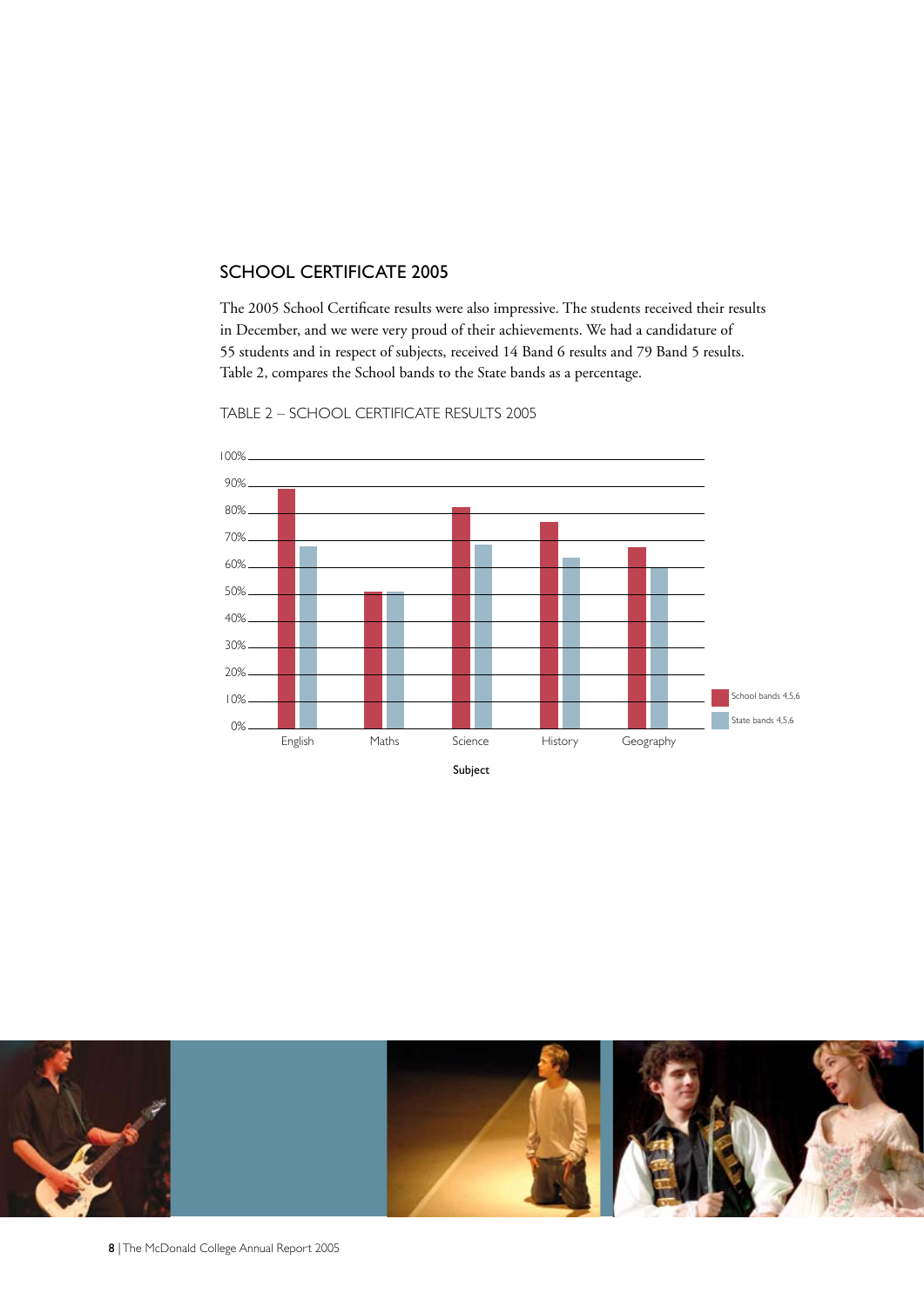## SCHOOL CERTIFICATE 2005

The 2005 School Certificate results were also impressive. The students received their results in December, and we were very proud of their achievements. We had a candidature of 55 students and in respect of subjects, received 14 Band 6 results and 79 Band 5 results. Table 2, compares the School bands to the State bands as a percentage.

TABLE 2 – SCHOOL CERTIFICATE RESULTS 2005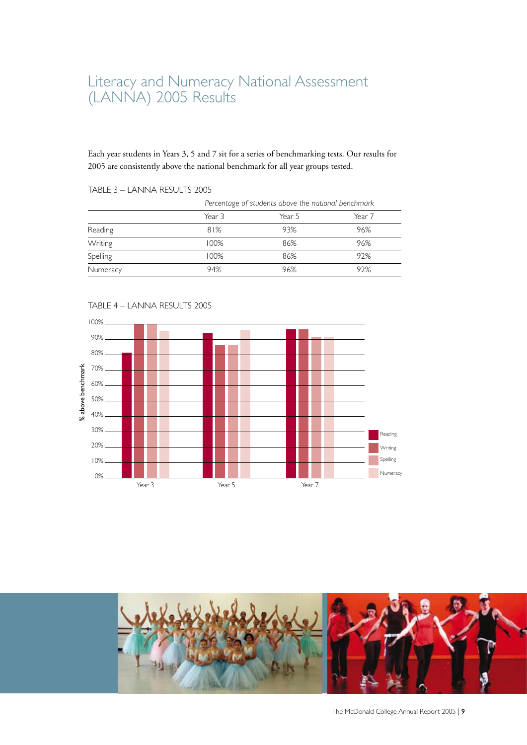# Literacy and Numeracy National Assessment (LANNA) 2005 Results

Each year students in Years 3, 5 and 7 sit for a series of benchmarking tests. Our results for 2005 are consistently above the national benchmark for all year groups tested.

TABLE 3 – LANNA RESULTS 2005

| | *Percentage of students above the national benchmark* | | |
|---|---|---|---|
| | Year 3 | Year 5 | Year 7 |
| Reading | 81% | 93% | 96% |
| Writing | 100% | 86% | 96% |
| Spelling | 100% | 86% | 92% |
| Numeracy | 94% | 96% | 92% |

TABLE 4 – LANNA RESULTS 2005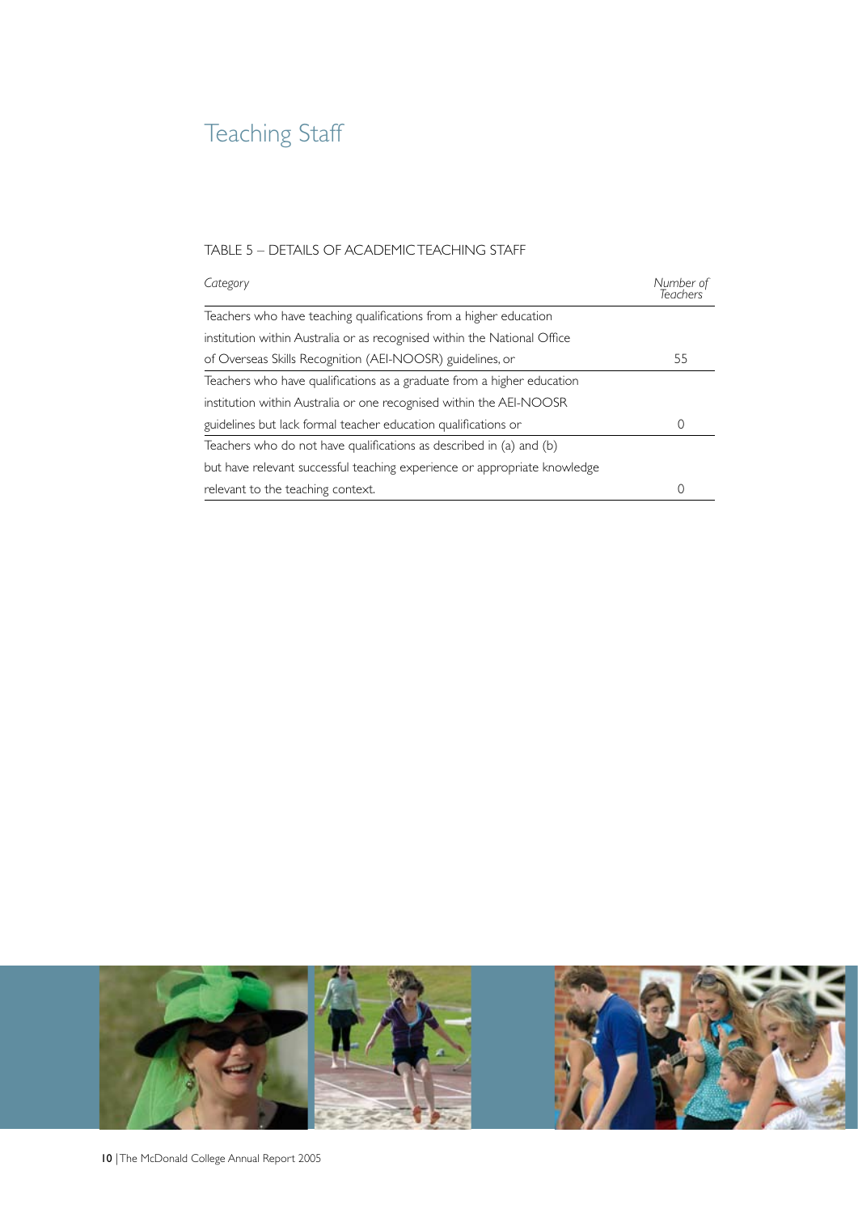# Teaching Staff

TABLE 5 – DETAILS OF ACADEMIC TEACHING STAFF

| *Category* | *Number of Teachers* |
|---|---|
| Teachers who have teaching qualifications from a higher education institution within Australia or as recognised within the National Office of Overseas Skills Recognition (AEI-NOOSR) guidelines, or | 55 |
| Teachers who have qualifications as a graduate from a higher education institution within Australia or one recognised within the AEI-NOOSR guidelines but lack formal teacher education qualifications or | 0 |
| Teachers who do not have qualifications as described in (a) and (b) but have relevant successful teaching experience or appropriate knowledge relevant to the teaching context. | 0 |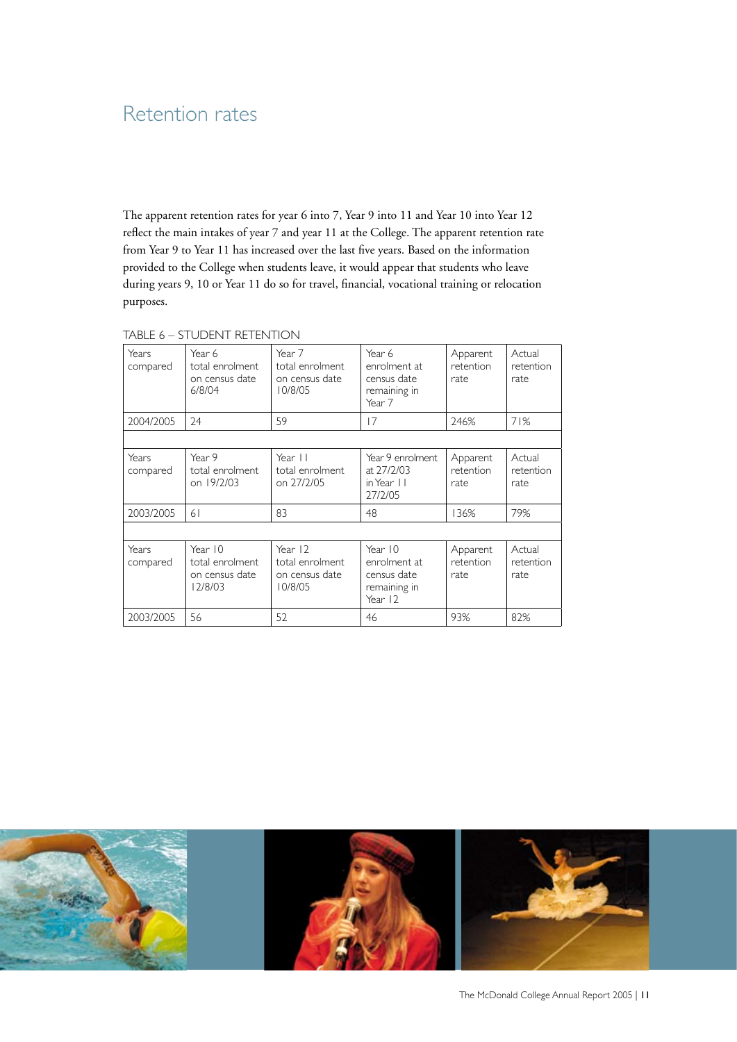# Retention rates

The apparent retention rates for year 6 into 7, Year 9 into 11 and Year 10 into Year 12 reflect the main intakes of year 7 and year 11 at the College. The apparent retention rate from Year 9 to Year 11 has increased over the last five years. Based on the information provided to the College when students leave, it would appear that students who leave during years 9, 10 or Year 11 do so for travel, financial, vocational training or relocation purposes.

TABLE 6 – STUDENT RETENTION

| Years compared | Year 6 total enrolment on census date 6/8/04 | Year 7 total enrolment on census date 10/8/05 | Year 6 enrolment at census date remaining in Year 7 | Apparent retention rate | Actual retention rate |
|---|---|---|---|---|---|
| 2004/2005 | 24 | 59 | 17 | 246% | 71% |
| | | | | | |
| **Years compared** | **Year 9 total enrolment on 19/2/03** | **Year 11 total enrolment on 27/2/05** | **Year 9 enrolment at 27/2/03 in Year 11 27/2/05** | **Apparent retention rate** | **Actual retention rate** |
| 2003/2005 | 61 | 83 | 48 | 136% | 79% |
| | | | | | |
| **Years compared** | **Year 10 total enrolment on census date 12/8/03** | **Year 12 total enrolment on census date 10/8/05** | **Year 10 enrolment at census date remaining in Year 12** | **Apparent retention rate** | **Actual retention rate** |
| 2003/2005 | 56 | 52 | 46 | 93% | 82% |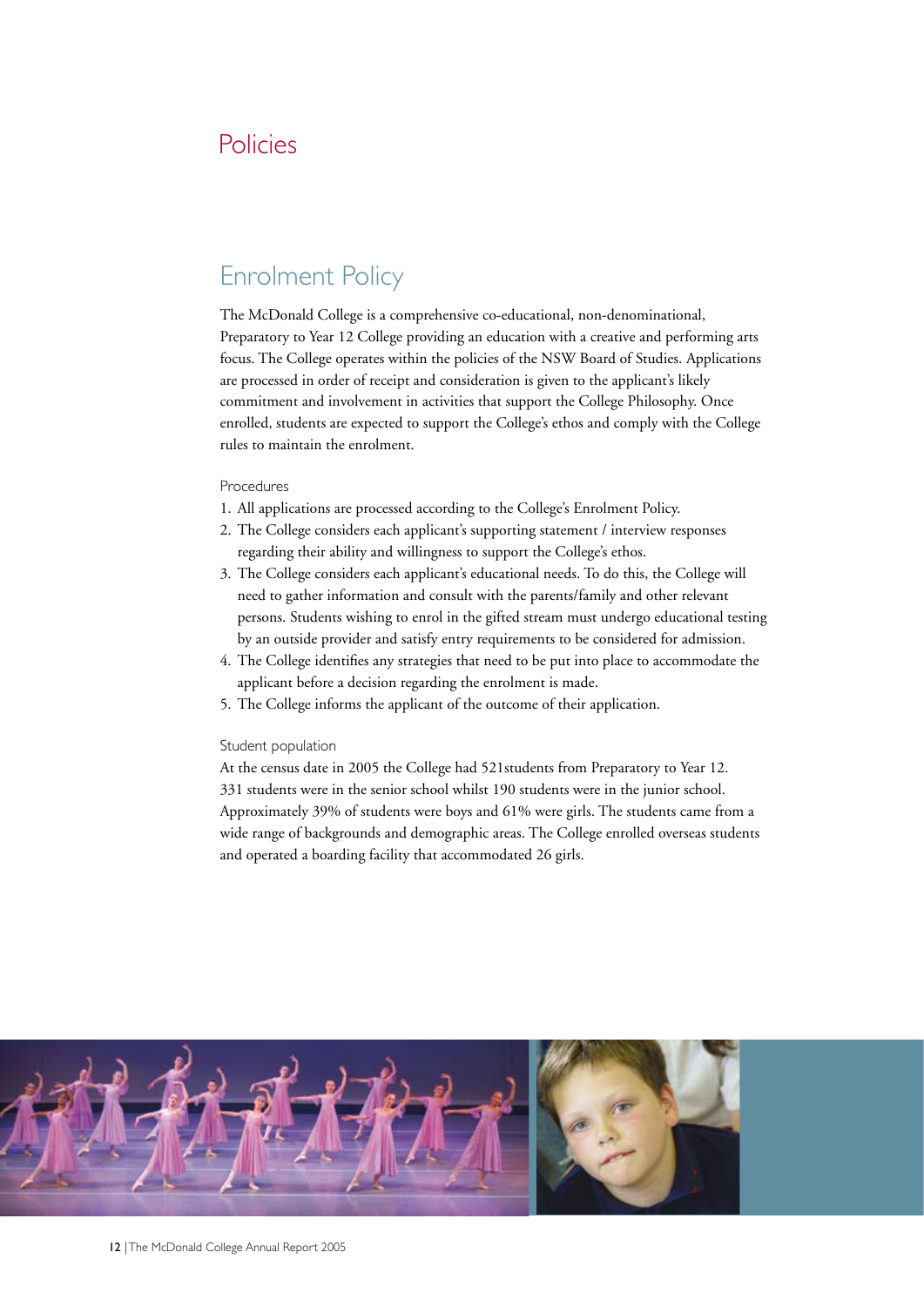# Policies

## Enrolment Policy

The McDonald College is a comprehensive co-educational, non-denominational, Preparatory to Year 12 College providing an education with a creative and performing arts focus. The College operates within the policies of the NSW Board of Studies. Applications are processed in order of receipt and consideration is given to the applicant's likely commitment and involvement in activities that support the College Philosophy. Once enrolled, students are expected to support the College's ethos and comply with the College rules to maintain the enrolment.

### Procedures

1. All applications are processed according to the College's Enrolment Policy.
2. The College considers each applicant's supporting statement / interview responses regarding their ability and willingness to support the College's ethos.
3. The College considers each applicant's educational needs. To do this, the College will need to gather information and consult with the parents/family and other relevant persons. Students wishing to enrol in the gifted stream must undergo educational testing by an outside provider and satisfy entry requirements to be considered for admission.
4. The College identifies any strategies that need to be put into place to accommodate the applicant before a decision regarding the enrolment is made.
5. The College informs the applicant of the outcome of their application.

### Student population

At the census date in 2005 the College had 521students from Preparatory to Year 12. 331 students were in the senior school whilst 190 students were in the junior school. Approximately 39% of students were boys and 61% were girls. The students came from a wide range of backgrounds and demographic areas. The College enrolled overseas students and operated a boarding facility that accommodated 26 girls.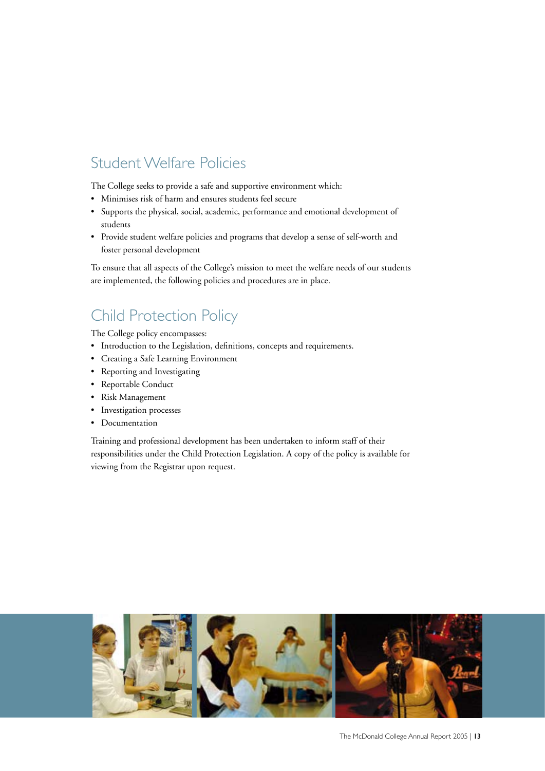## Student Welfare Policies

The College seeks to provide a safe and supportive environment which:

- Minimises risk of harm and ensures students feel secure
- Supports the physical, social, academic, performance and emotional development of students
- Provide student welfare policies and programs that develop a sense of self-worth and foster personal development

To ensure that all aspects of the College's mission to meet the welfare needs of our students are implemented, the following policies and procedures are in place.

## Child Protection Policy

The College policy encompasses:

- Introduction to the Legislation, definitions, concepts and requirements.
- Creating a Safe Learning Environment
- Reporting and Investigating
- Reportable Conduct
- Risk Management
- Investigation processes
- Documentation

Training and professional development has been undertaken to inform staff of their responsibilities under the Child Protection Legislation. A copy of the policy is available for viewing from the Registrar upon request.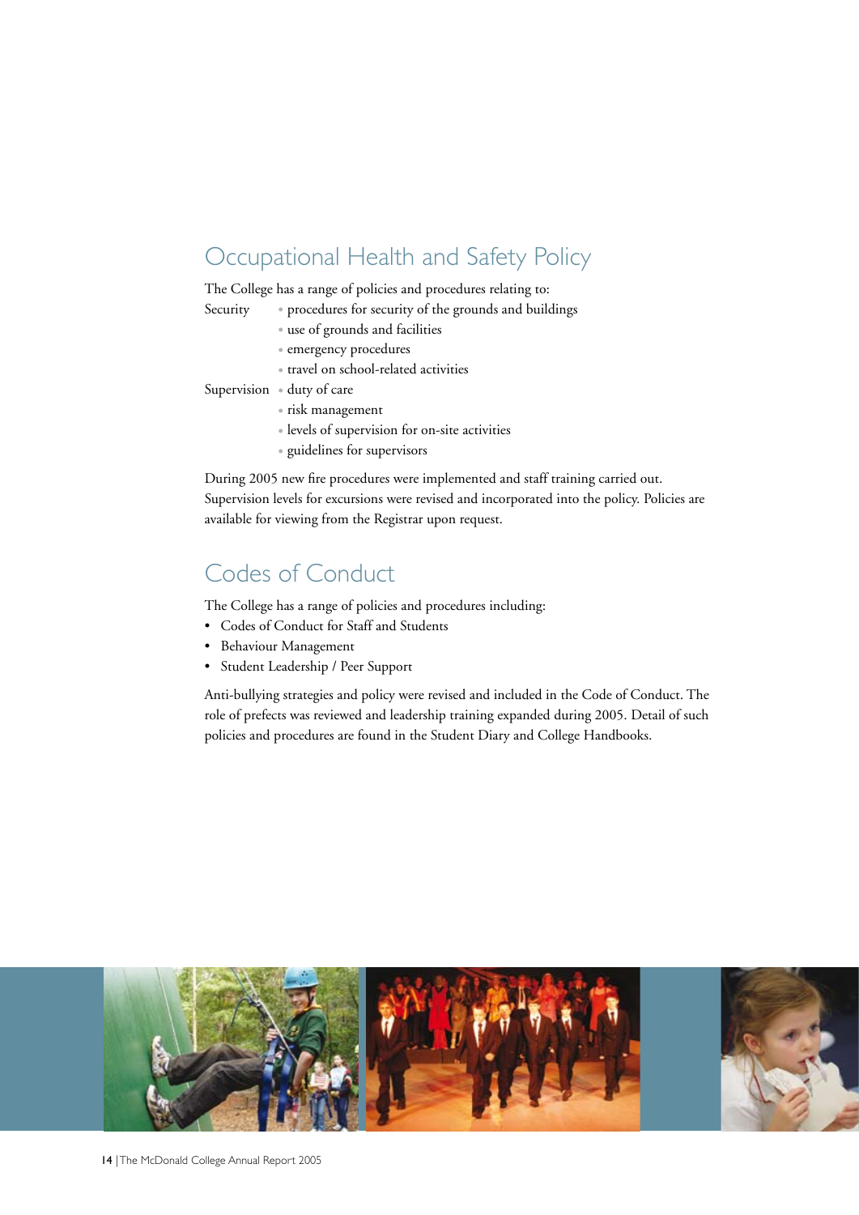## Occupational Health and Safety Policy

The College has a range of policies and procedures relating to:

Security
- procedures for security of the grounds and buildings
- use of grounds and facilities
- emergency procedures
- travel on school-related activities

Supervision
- duty of care
- risk management
- levels of supervision for on-site activities
- guidelines for supervisors

During 2005 new fire procedures were implemented and staff training carried out. Supervision levels for excursions were revised and incorporated into the policy. Policies are available for viewing from the Registrar upon request.

## Codes of Conduct

The College has a range of policies and procedures including:

- Codes of Conduct for Staff and Students
- Behaviour Management
- Student Leadership / Peer Support

Anti-bullying strategies and policy were revised and included in the Code of Conduct. The role of prefects was reviewed and leadership training expanded during 2005. Detail of such policies and procedures are found in the Student Diary and College Handbooks.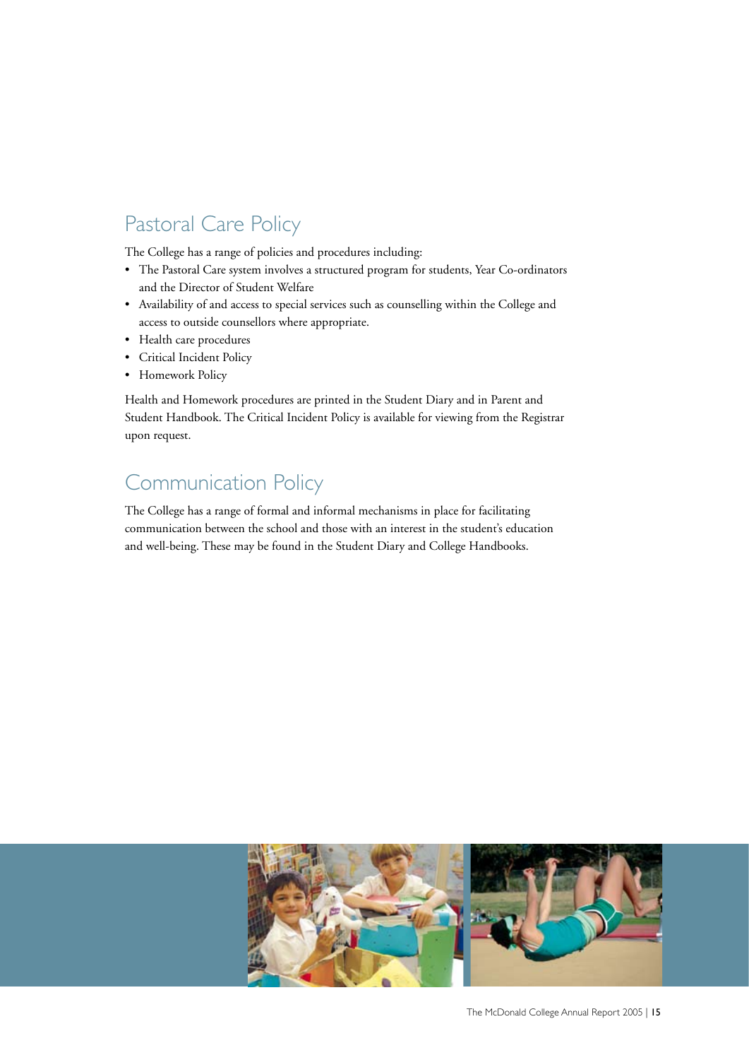## Pastoral Care Policy

The College has a range of policies and procedures including:

- The Pastoral Care system involves a structured program for students, Year Co-ordinators and the Director of Student Welfare
- Availability of and access to special services such as counselling within the College and access to outside counsellors where appropriate.
- Health care procedures
- Critical Incident Policy
- Homework Policy

Health and Homework procedures are printed in the Student Diary and in Parent and Student Handbook. The Critical Incident Policy is available for viewing from the Registrar upon request.

## Communication Policy

The College has a range of formal and informal mechanisms in place for facilitating communication between the school and those with an interest in the student's education and well-being. These may be found in the Student Diary and College Handbooks.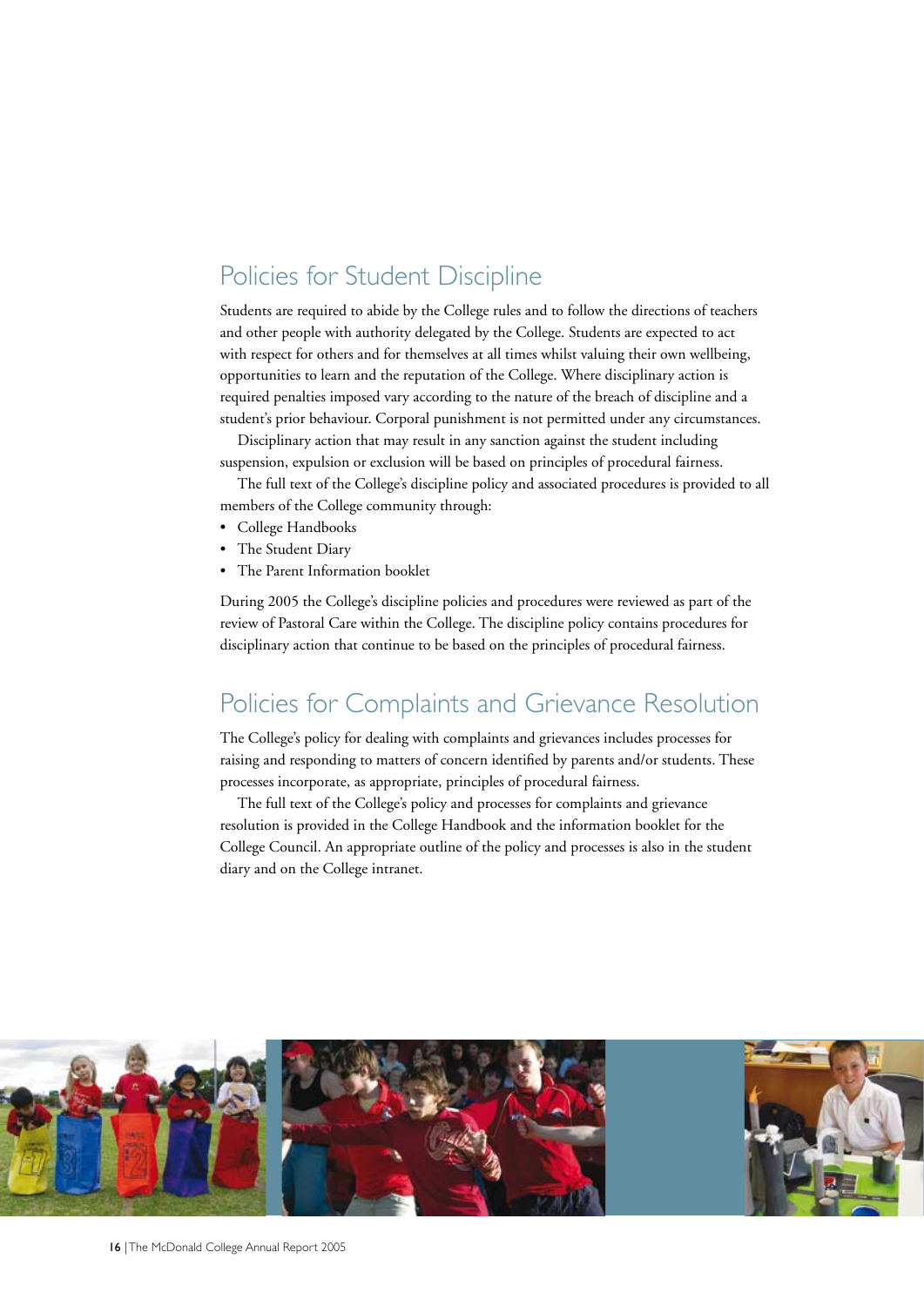## Policies for Student Discipline

Students are required to abide by the College rules and to follow the directions of teachers and other people with authority delegated by the College. Students are expected to act with respect for others and for themselves at all times whilst valuing their own wellbeing, opportunities to learn and the reputation of the College. Where disciplinary action is required penalties imposed vary according to the nature of the breach of discipline and a student's prior behaviour. Corporal punishment is not permitted under any circumstances.

Disciplinary action that may result in any sanction against the student including suspension, expulsion or exclusion will be based on principles of procedural fairness.

The full text of the College's discipline policy and associated procedures is provided to all members of the College community through:

- College Handbooks
- The Student Diary
- The Parent Information booklet

During 2005 the College's discipline policies and procedures were reviewed as part of the review of Pastoral Care within the College. The discipline policy contains procedures for disciplinary action that continue to be based on the principles of procedural fairness.

## Policies for Complaints and Grievance Resolution

The College's policy for dealing with complaints and grievances includes processes for raising and responding to matters of concern identified by parents and/or students. These processes incorporate, as appropriate, principles of procedural fairness.

The full text of the College's policy and processes for complaints and grievance resolution is provided in the College Handbook and the information booklet for the College Council. An appropriate outline of the policy and processes is also in the student diary and on the College intranet.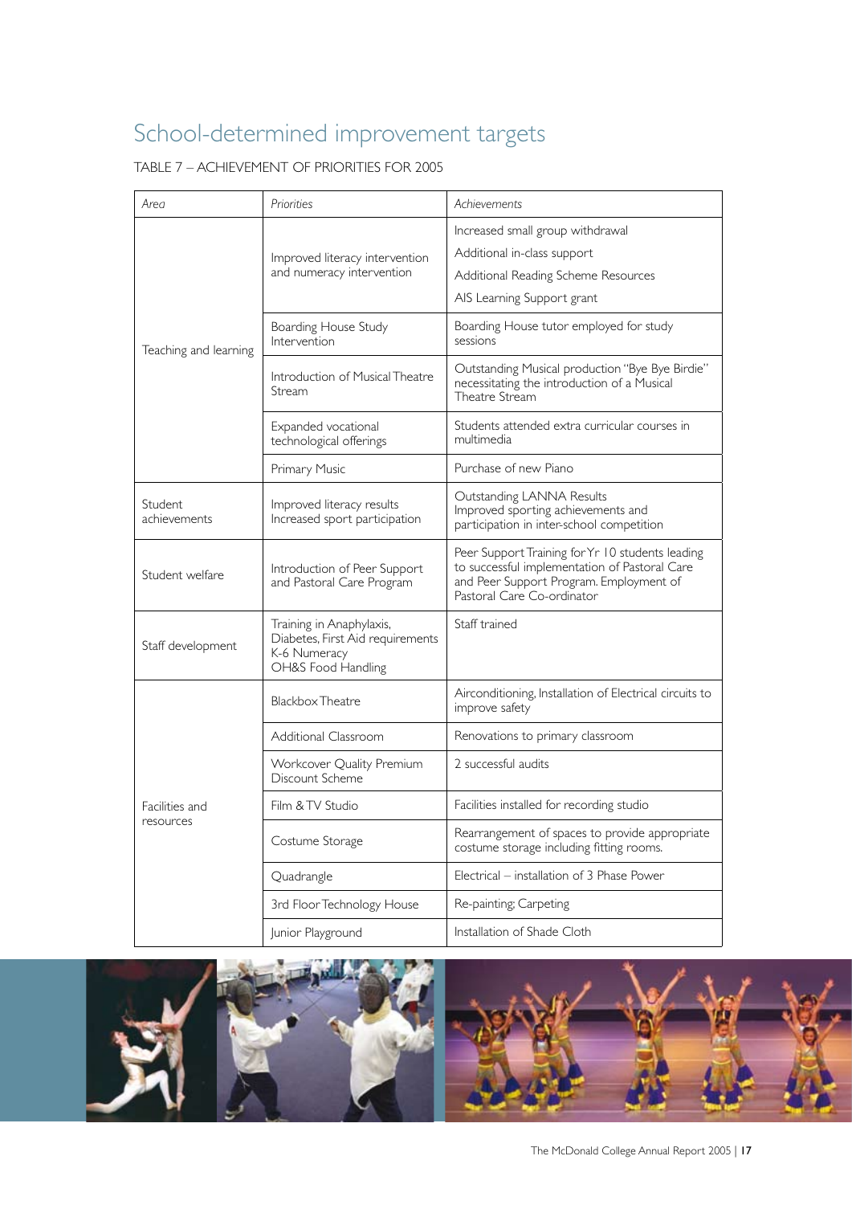# School-determined improvement targets

TABLE 7 – ACHIEVEMENT OF PRIORITIES FOR 2005

| *Area* | *Priorities* | *Achievements* |
|---|---|---|
| Teaching and learning | Improved literacy intervention and numeracy intervention | Increased small group withdrawal<br>Additional in-class support<br>Additional Reading Scheme Resources<br>AIS Learning Support grant |
| | Boarding House Study Intervention | Boarding House tutor employed for study sessions |
| | Introduction of Musical Theatre Stream | Outstanding Musical production "Bye Bye Birdie" necessitating the introduction of a Musical Theatre Stream |
| | Expanded vocational technological offerings | Students attended extra curricular courses in multimedia |
| | Primary Music | Purchase of new Piano |
| Student achievements | Improved literacy results<br>Increased sport participation | Outstanding LANNA Results<br>Improved sporting achievements and participation in inter-school competition |
| Student welfare | Introduction of Peer Support and Pastoral Care Program | Peer Support Training for Yr 10 students leading to successful implementation of Pastoral Care and Peer Support Program. Employment of Pastoral Care Co-ordinator |
| Staff development | Training in Anaphylaxis, Diabetes, First Aid requirements<br>K-6 Numeracy<br>OH&S Food Handling | Staff trained |
| Facilities and resources | Blackbox Theatre | Airconditioning, Installation of Electrical circuits to improve safety |
| | Additional Classroom | Renovations to primary classroom |
| | Workcover Quality Premium Discount Scheme | 2 successful audits |
| | Film & TV Studio | Facilities installed for recording studio |
| | Costume Storage | Rearrangement of spaces to provide appropriate costume storage including fitting rooms. |
| | Quadrangle | Electrical – installation of 3 Phase Power |
| | 3rd Floor Technology House | Re-painting; Carpeting |
| | Junior Playground | Installation of Shade Cloth |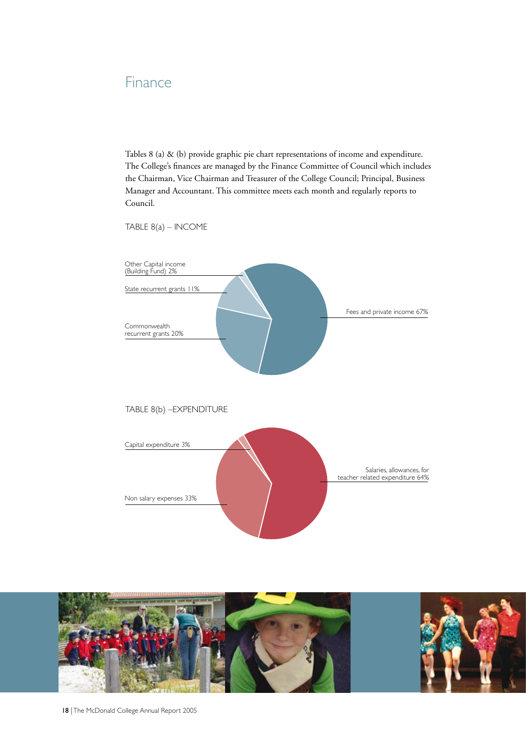# Finance

Tables 8 (a) & (b) provide graphic pie chart representations of income and expenditure. The College's finances are managed by the Finance Committee of Council which includes the Chairman, Vice Chairman and Treasurer of the College Council; Principal, Business Manager and Accountant. This committee meets each month and regularly reports to Council.

TABLE 8(a) – INCOME

Other Capital income (Building Fund) 2%

State recurrent grants 11%

Commonwealth recurrent grants 20%

Fees and private income 67%

TABLE 8(b) –EXPENDITURE

Capital expenditure 3%

Non salary expenses 33%

Salaries, allowances, for teacher related expenditure 64%